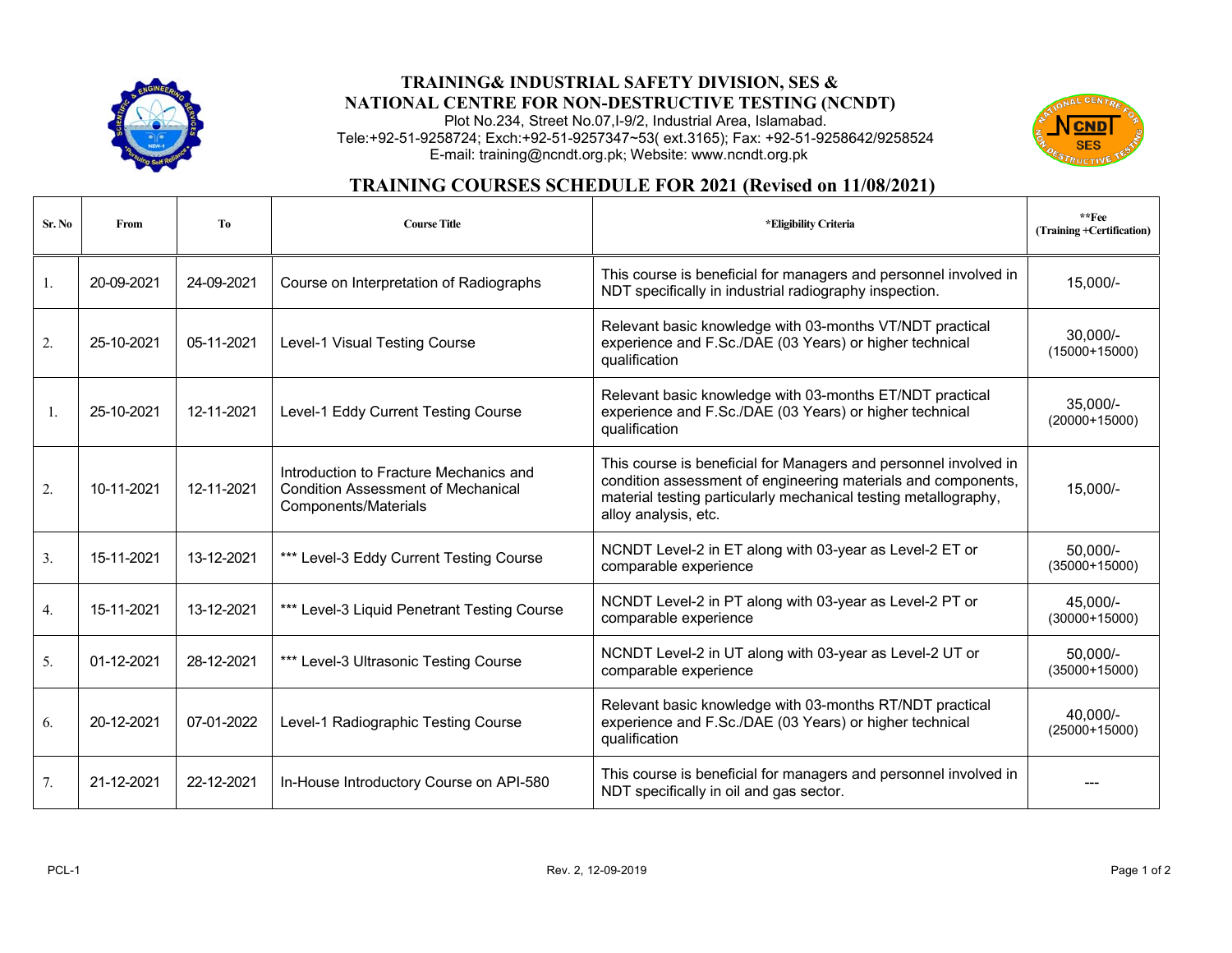# TRAINING& INDUSTRIAL SAFETY DIVISION, SES & NATIONAL CENTRE FOR NON-DESTRUCTIVE TESTING (NCNDT)

Plot No.234, Street No.07,I-9/2, Industrial Area, Islamabad.
Tele:+92-51-9258724; Exch:+92-51-9257347~53( ext.3165); Fax: +92-51-9258642/9258524
E-mail: training@ncndt.org.pk; Website: www.ncndt.org.pk

## TRAINING COURSES SCHEDULE FOR 2021 (Revised on 11/08/2021)

| Sr. No | From | To | Course Title | *Eligibility Criteria | **Fee (Training +Certification) |
|---|---|---|---|---|---|
| 1. | 20-09-2021 | 24-09-2021 | Course on Interpretation of Radiographs | This course is beneficial for managers and personnel involved in NDT specifically in industrial radiography inspection. | 15,000/- |
| 2. | 25-10-2021 | 05-11-2021 | Level-1 Visual Testing Course | Relevant basic knowledge with 03-months VT/NDT practical experience and F.Sc./DAE (03 Years) or higher technical qualification | 30,000/- (15000+15000) |
| 1. | 25-10-2021 | 12-11-2021 | Level-1 Eddy Current Testing Course | Relevant basic knowledge with 03-months ET/NDT practical experience and F.Sc./DAE (03 Years) or higher technical qualification | 35,000/- (20000+15000) |
| 2. | 10-11-2021 | 12-11-2021 | Introduction to Fracture Mechanics and Condition Assessment of Mechanical Components/Materials | This course is beneficial for Managers and personnel involved in condition assessment of engineering materials and components, material testing particularly mechanical testing metallography, alloy analysis, etc. | 15,000/- |
| 3. | 15-11-2021 | 13-12-2021 | *** Level-3 Eddy Current Testing Course | NCNDT Level-2 in ET along with 03-year as Level-2 ET or comparable experience | 50,000/- (35000+15000) |
| 4. | 15-11-2021 | 13-12-2021 | *** Level-3 Liquid Penetrant Testing Course | NCNDT Level-2 in PT along with 03-year as Level-2 PT or comparable experience | 45,000/- (30000+15000) |
| 5. | 01-12-2021 | 28-12-2021 | *** Level-3 Ultrasonic Testing Course | NCNDT Level-2 in UT along with 03-year as Level-2 UT or comparable experience | 50,000/- (35000+15000) |
| 6. | 20-12-2021 | 07-01-2022 | Level-1 Radiographic Testing Course | Relevant basic knowledge with 03-months RT/NDT practical experience and F.Sc./DAE (03 Years) or higher technical qualification | 40,000/- (25000+15000) |
| 7. | 21-12-2021 | 22-12-2021 | In-House Introductory Course on API-580 | This course is beneficial for managers and personnel involved in NDT specifically in oil and gas sector. | --- |

PCL-1 Rev. 2, 12-09-2019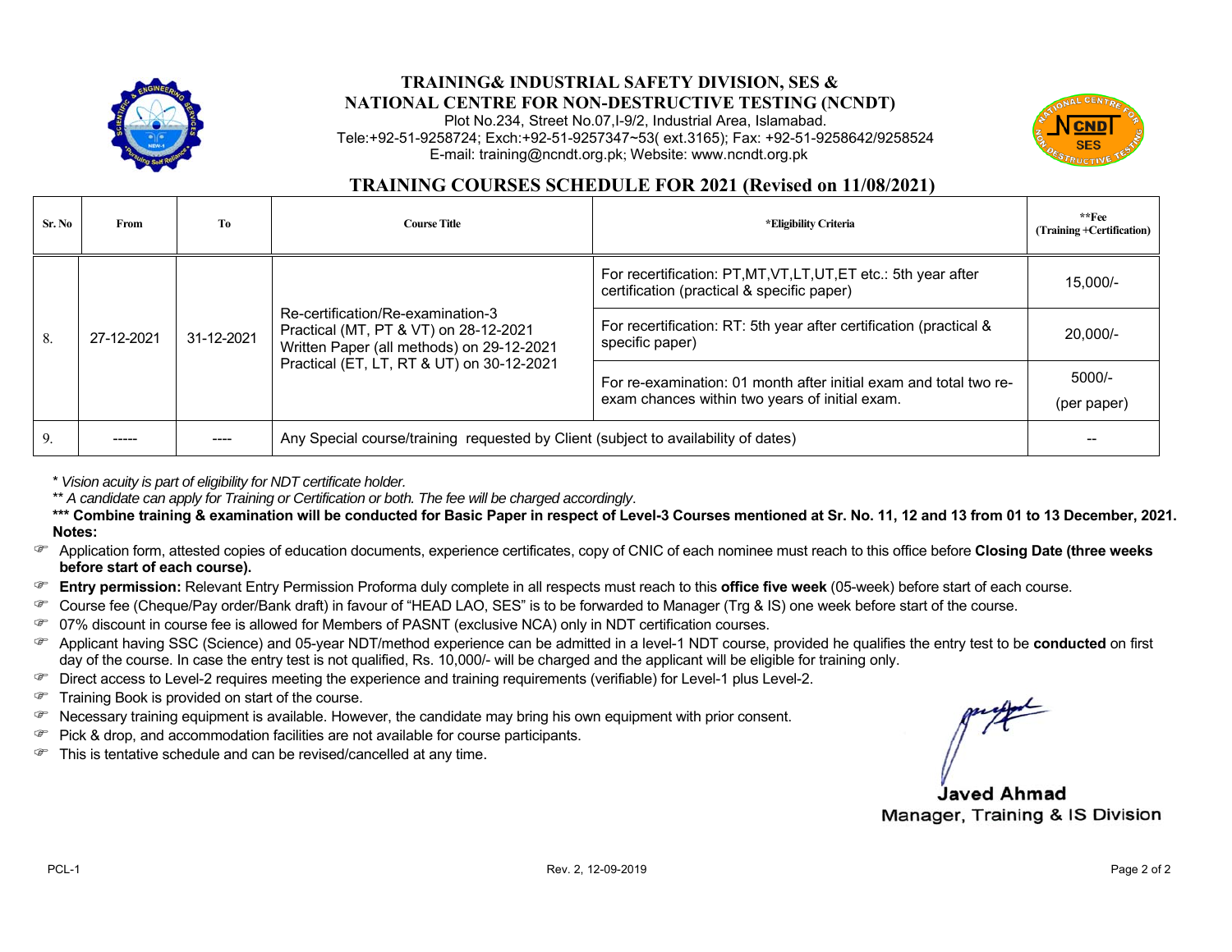# TRAINING& INDUSTRIAL SAFETY DIVISION, SES & NATIONAL CENTRE FOR NON-DESTRUCTIVE TESTING (NCNDT)

Plot No.234, Street No.07,I-9/2, Industrial Area, Islamabad.
Tele:+92-51-9258724; Exch:+92-51-9257347~53( ext.3165); Fax: +92-51-9258642/9258524
E-mail: training@ncndt.org.pk; Website: www.ncndt.org.pk

## TRAINING COURSES SCHEDULE FOR 2021 (Revised on 11/08/2021)

| Sr. No | From | To | Course Title | *Eligibility Criteria | **Fee (Training +Certification) |
|---|---|---|---|---|---|
| 8. | 27-12-2021 | 31-12-2021 | Re-certification/Re-examination-3<br>Practical (MT, PT & VT) on 28-12-2021<br>Written Paper (all methods) on 29-12-2021<br>Practical (ET, LT, RT & UT) on 30-12-2021 | For recertification: PT,MT,VT,LT,UT,ET etc.: 5th year after certification (practical & specific paper) | 15,000/- |
| | | | | For recertification: RT: 5th year after certification (practical & specific paper) | 20,000/- |
| | | | | For re-examination: 01 month after initial exam and total two re-exam chances within two years of initial exam. | 5000/-<br>(per paper) |
| 9. | ----- | ---- | Any Special course/training requested by Client (subject to availability of dates) | | -- |

*\* Vision acuity is part of eligibility for NDT certificate holder.*

*\*\* A candidate can apply for Training or Certification or both. The fee will be charged accordingly*.

**\*\*\* Combine training & examination will be conducted for Basic Paper in respect of Level-3 Courses mentioned at Sr. No. 11, 12 and 13 from 01 to 13 December, 2021.**

**Notes:**

- Application form, attested copies of education documents, experience certificates, copy of CNIC of each nominee must reach to this office before **Closing Date (three weeks before start of each course).**
- **Entry permission:** Relevant Entry Permission Proforma duly complete in all respects must reach to this **office five week** (05-week) before start of each course.
- Course fee (Cheque/Pay order/Bank draft) in favour of "HEAD LAO, SES" is to be forwarded to Manager (Trg & IS) one week before start of the course.
- 07% discount in course fee is allowed for Members of PASNT (exclusive NCA) only in NDT certification courses.
- Applicant having SSC (Science) and 05-year NDT/method experience can be admitted in a level-1 NDT course, provided he qualifies the entry test to be **conducted** on first day of the course. In case the entry test is not qualified, Rs. 10,000/- will be charged and the applicant will be eligible for training only.
- Direct access to Level-2 requires meeting the experience and training requirements (verifiable) for Level-1 plus Level-2.
- Training Book is provided on start of the course.
- Necessary training equipment is available. However, the candidate may bring his own equipment with prior consent.
- Pick & drop, and accommodation facilities are not available for course participants.
- This is tentative schedule and can be revised/cancelled at any time.

**Javed Ahmad**
Manager, Training & IS Division

PCL-1 Rev. 2, 12-09-2019